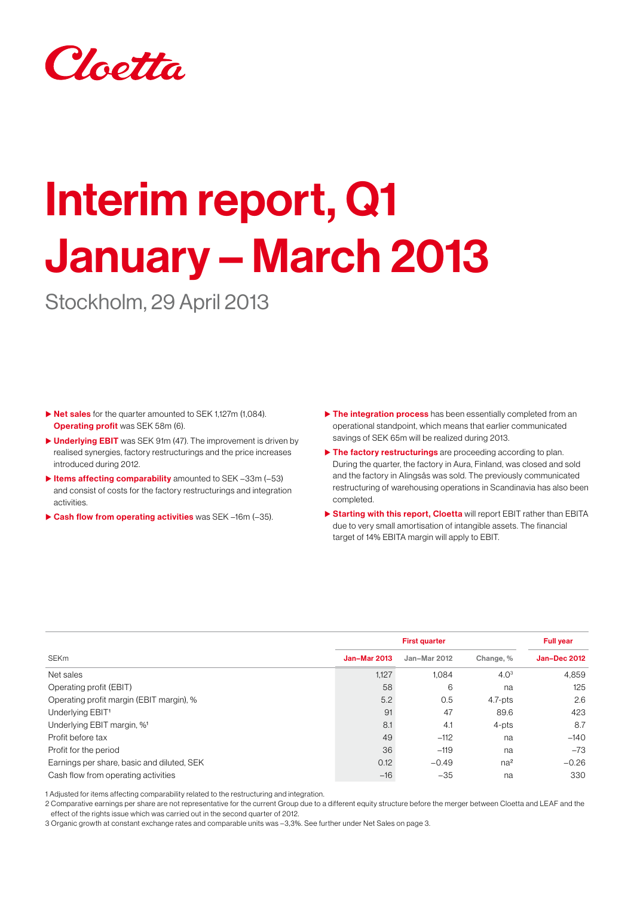Cloetta

# Interim report, Q1 January – March 2013

Stockholm, 29 April 2013

- **Net sales** for the quarter amounted to SEK 1,127m (1,084). **Operating profit** was SEK 58m (6).
- **Underlying EBIT** was SEK 91m (47). The improvement is driven by realised synergies, factory restructurings and the price increases introduced during 2012.
- **Items affecting comparability** amounted to SEK –33m (–53) and consist of costs for the factory restructurings and integration activities.
- **Cash flow from operating activities** was SEK –16m (–35).
- **The integration process** has been essentially completed from an operational standpoint, which means that earlier communicated savings of SEK 65m will be realized during 2013.
- **The factory restructurings** are proceeding according to plan. During the quarter, the factory in Aura, Finland, was closed and sold and the factory in Alingsås was sold. The previously communicated restructuring of warehousing operations in Scandinavia has also been completed.
- **Starting with this report, Cloetta** will report EBIT rather than EBITA due to very small amortisation of intangible assets. The financial target of 14% EBITA margin will apply to EBIT.

| | First quarter | | | Full year |
|---|---|---|---|---|
| SEKm | Jan–Mar 2013 | Jan–Mar 2012 | Change, % | Jan–Dec 2012 |
| Net sales | 1,127 | 1,084 | 4.0[3] | 4,859 |
| Operating profit (EBIT) | 58 | 6 | na | 125 |
| Operating profit margin (EBIT margin), % | 5.2 | 0.5 | 4.7-pts | 2.6 |
| Underlying EBIT[1] | 91 | 47 | 89.6 | 423 |
| Underlying EBIT margin, %[1] | 8.1 | 4.1 | 4-pts | 8.7 |
| Profit before tax | 49 | –112 | na | –140 |
| Profit for the period | 36 | –119 | na | –73 |
| Earnings per share, basic and diluted, SEK | 0.12 | –0.49 | na[2] | –0.26 |
| Cash flow from operating activities | –16 | –35 | na | 330 |

1 Adjusted for items affecting comparability related to the restructuring and integration.

2 Comparative earnings per share are not representative for the current Group due to a different equity structure before the merger between Cloetta and LEAF and the effect of the rights issue which was carried out in the second quarter of 2012.

3 Organic growth at constant exchange rates and comparable units was –3,3%. See further under Net Sales on page 3.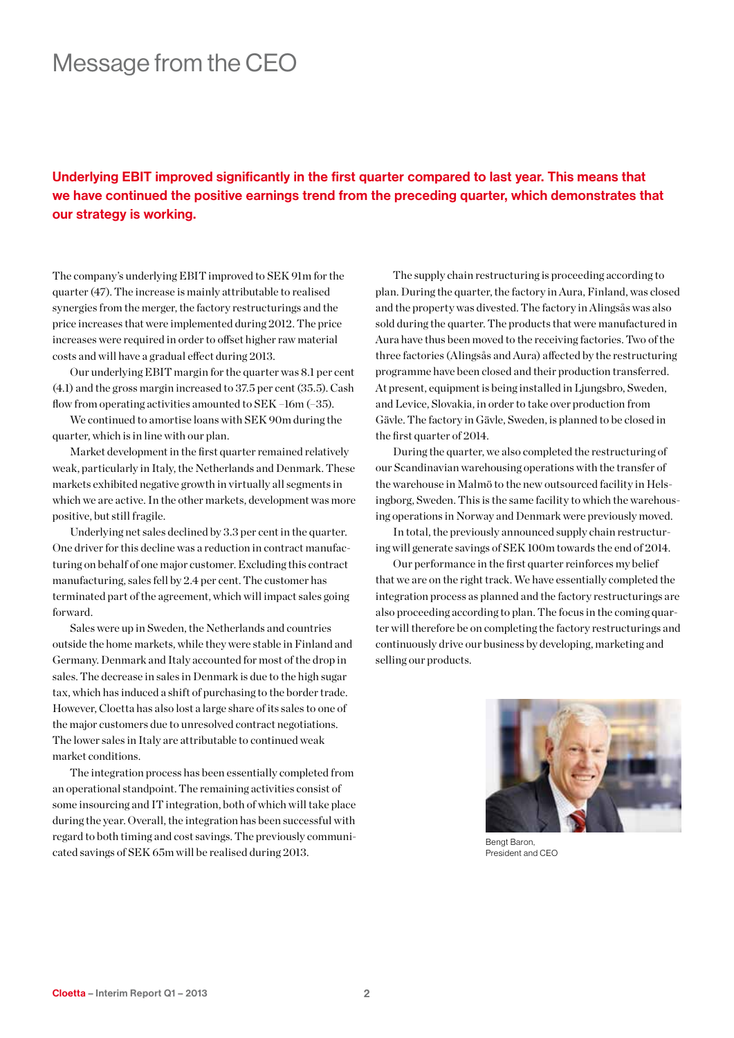# Message from the CEO

**Underlying EBIT improved significantly in the first quarter compared to last year. This means that we have continued the positive earnings trend from the preceding quarter, which demonstrates that our strategy is working.**

The company's underlying EBIT improved to SEK 91m for the quarter (47). The increase is mainly attributable to realised synergies from the merger, the factory restructurings and the price increases that were implemented during 2012. The price increases were required in order to offset higher raw material costs and will have a gradual effect during 2013.

Our underlying EBIT margin for the quarter was 8.1 per cent (4.1) and the gross margin increased to 37.5 per cent (35.5). Cash flow from operating activities amounted to SEK –16m (–35).

We continued to amortise loans with SEK 90m during the quarter, which is in line with our plan.

Market development in the first quarter remained relatively weak, particularly in Italy, the Netherlands and Denmark. These markets exhibited negative growth in virtually all segments in which we are active. In the other markets, development was more positive, but still fragile.

Underlying net sales declined by 3.3 per cent in the quarter. One driver for this decline was a reduction in contract manufacturing on behalf of one major customer. Excluding this contract manufacturing, sales fell by 2.4 per cent. The customer has terminated part of the agreement, which will impact sales going forward.

Sales were up in Sweden, the Netherlands and countries outside the home markets, while they were stable in Finland and Germany. Denmark and Italy accounted for most of the drop in sales. The decrease in sales in Denmark is due to the high sugar tax, which has induced a shift of purchasing to the border trade. However, Cloetta has also lost a large share of its sales to one of the major customers due to unresolved contract negotiations. The lower sales in Italy are attributable to continued weak market conditions.

The integration process has been essentially completed from an operational standpoint. The remaining activities consist of some insourcing and IT integration, both of which will take place during the year. Overall, the integration has been successful with regard to both timing and cost savings. The previously communicated savings of SEK 65m will be realised during 2013.

The supply chain restructuring is proceeding according to plan. During the quarter, the factory in Aura, Finland, was closed and the property was divested. The factory in Alingsås was also sold during the quarter. The products that were manufactured in Aura have thus been moved to the receiving factories. Two of the three factories (Alingsås and Aura) affected by the restructuring programme have been closed and their production transferred. At present, equipment is being installed in Ljungsbro, Sweden, and Levice, Slovakia, in order to take over production from Gävle. The factory in Gävle, Sweden, is planned to be closed in the first quarter of 2014.

During the quarter, we also completed the restructuring of our Scandinavian warehousing operations with the transfer of the warehouse in Malmö to the new outsourced facility in Helsingborg, Sweden. This is the same facility to which the warehousing operations in Norway and Denmark were previously moved.

In total, the previously announced supply chain restructuring will generate savings of SEK 100m towards the end of 2014.

Our performance in the first quarter reinforces my belief that we are on the right track. We have essentially completed the integration process as planned and the factory restructurings are also proceeding according to plan. The focus in the coming quarter will therefore be on completing the factory restructurings and continuously drive our business by developing, marketing and selling our products.

Bengt Baron,
President and CEO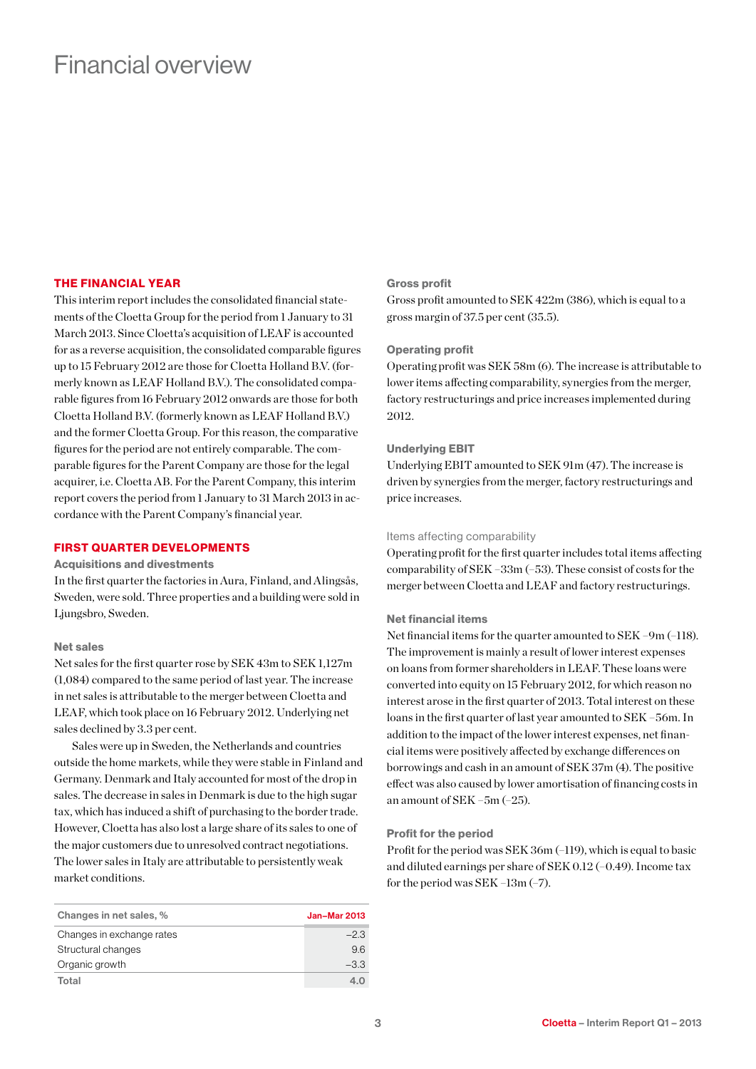# Financial overview

## THE FINANCIAL YEAR

This interim report includes the consolidated financial statements of the Cloetta Group for the period from 1 January to 31 March 2013. Since Cloetta's acquisition of LEAF is accounted for as a reverse acquisition, the consolidated comparable figures up to 15 February 2012 are those for Cloetta Holland B.V. (formerly known as LEAF Holland B.V.). The consolidated comparable figures from 16 February 2012 onwards are those for both Cloetta Holland B.V. (formerly known as LEAF Holland B.V.) and the former Cloetta Group. For this reason, the comparative figures for the period are not entirely comparable. The comparable figures for the Parent Company are those for the legal acquirer, i.e. Cloetta AB. For the Parent Company, this interim report covers the period from 1 January to 31 March 2013 in accordance with the Parent Company's financial year.

## FIRST QUARTER DEVELOPMENTS

### Acquisitions and divestments

In the first quarter the factories in Aura, Finland, and Alingsås, Sweden, were sold. Three properties and a building were sold in Ljungsbro, Sweden.

### Net sales

Net sales for the first quarter rose by SEK 43m to SEK 1,127m (1,084) compared to the same period of last year. The increase in net sales is attributable to the merger between Cloetta and LEAF, which took place on 16 February 2012. Underlying net sales declined by 3.3 per cent.

Sales were up in Sweden, the Netherlands and countries outside the home markets, while they were stable in Finland and Germany. Denmark and Italy accounted for most of the drop in sales. The decrease in sales in Denmark is due to the high sugar tax, which has induced a shift of purchasing to the border trade. However, Cloetta has also lost a large share of its sales to one of the major customers due to unresolved contract negotiations. The lower sales in Italy are attributable to persistently weak market conditions.

| Changes in net sales, % | Jan–Mar 2013 |
|---|---|
| Changes in exchange rates | –2.3 |
| Structural changes | 9.6 |
| Organic growth | –3.3 |
| **Total** | **4.0** |

### Gross profit

Gross profit amounted to SEK 422m (386), which is equal to a gross margin of 37.5 per cent (35.5).

### Operating profit

Operating profit was SEK 58m (6). The increase is attributable to lower items affecting comparability, synergies from the merger, factory restructurings and price increases implemented during 2012.

### Underlying EBIT

Underlying EBIT amounted to SEK 91m (47). The increase is driven by synergies from the merger, factory restructurings and price increases.

#### Items affecting comparability

Operating profit for the first quarter includes total items affecting comparability of SEK –33m (–53). These consist of costs for the merger between Cloetta and LEAF and factory restructurings.

### Net financial items

Net financial items for the quarter amounted to SEK –9m (–118). The improvement is mainly a result of lower interest expenses on loans from former shareholders in LEAF. These loans were converted into equity on 15 February 2012, for which reason no interest arose in the first quarter of 2013. Total interest on these loans in the first quarter of last year amounted to SEK –56m. In addition to the impact of the lower interest expenses, net financial items were positively affected by exchange differences on borrowings and cash in an amount of SEK 37m (4). The positive effect was also caused by lower amortisation of financing costs in an amount of SEK –5m (–25).

### Profit for the period

Profit for the period was SEK 36m (–119), which is equal to basic and diluted earnings per share of SEK 0.12 (–0.49). Income tax for the period was SEK –13m (–7).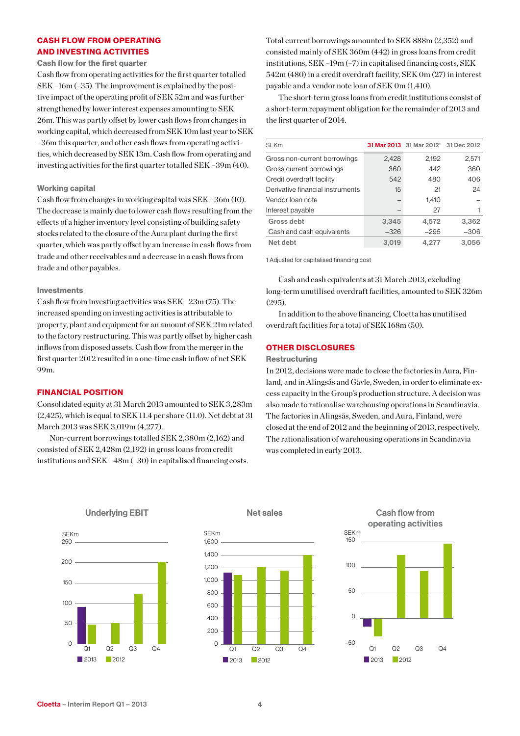## CASH FLOW FROM OPERATING AND INVESTING ACTIVITIES

### Cash flow for the first quarter

Cash flow from operating activities for the first quarter totalled SEK –16m (–35). The improvement is explained by the positive impact of the operating profit of SEK 52m and was further strengthened by lower interest expenses amounting to SEK 26m. This was partly offset by lower cash flows from changes in working capital, which decreased from SEK 10m last year to SEK –36m this quarter, and other cash flows from operating activities, which decreased by SEK 13m. Cash flow from operating and investing activities for the first quarter totalled SEK –39m (40).

### Working capital

Cash flow from changes in working capital was SEK –36m (10). The decrease is mainly due to lower cash flows resulting from the effects of a higher inventory level consisting of building safety stocks related to the closure of the Aura plant during the first quarter, which was partly offset by an increase in cash flows from trade and other receivables and a decrease in a cash flows from trade and other payables.

### Investments

Cash flow from investing activities was SEK –23m (75). The increased spending on investing activities is attributable to property, plant and equipment for an amount of SEK 21m related to the factory restructuring. This was partly offset by higher cash inflows from disposed assets. Cash flow from the merger in the first quarter 2012 resulted in a one-time cash inflow of net SEK 99m.

## FINANCIAL POSITION

Consolidated equity at 31 March 2013 amounted to SEK 3,283m (2,425), which is equal to SEK 11.4 per share (11.0). Net debt at 31 March 2013 was SEK 3,019m (4,277).

Non-current borrowings totalled SEK 2,380m (2,162) and consisted of SEK 2,428m (2,192) in gross loans from credit institutions and SEK –48m (–30) in capitalised financing costs.

Total current borrowings amounted to SEK 888m (2,352) and consisted mainly of SEK 360m (442) in gross loans from credit institutions, SEK –19m (–7) in capitalised financing costs, SEK 542m (480) in a credit overdraft facility, SEK 0m (27) in interest payable and a vendor note loan of SEK 0m (1,410).

The short-term gross loans from credit institutions consist of a short-term repayment obligation for the remainder of 2013 and the first quarter of 2014.

| SEKm | 31 Mar 2013 | 31 Mar 2012[1] | 31 Dec 2012 |
|---|---|---|---|
| Gross non-current borrowings | 2,428 | 2,192 | 2,571 |
| Gross current borrowings | 360 | 442 | 360 |
| Credit overdraft facility | 542 | 480 | 406 |
| Derivative financial instruments | 15 | 21 | 24 |
| Vendor loan note | – | 1,410 | – |
| Interest payable | – | 27 | 1 |
| **Gross debt** | **3,345** | **4,572** | **3,362** |
| Cash and cash equivalents | –326 | –295 | –306 |
| **Net debt** | **3,019** | **4,277** | **3,056** |

1 Adjusted for capitalised financing cost

Cash and cash equivalents at 31 March 2013, excluding long-term unutilised overdraft facilities, amounted to SEK 326m (295).

In addition to the above financing, Cloetta has unutilised overdraft facilities for a total of SEK 168m (50).

## OTHER DISCLOSURES

### Restructuring

In 2012, decisions were made to close the factories in Aura, Finland, and in Alingsås and Gävle, Sweden, in order to eliminate excess capacity in the Group's production structure. A decision was also made to rationalise warehousing operations in Scandinavia. The factories in Alingsås, Sweden, and Aura, Finland, were closed at the end of 2012 and the beginning of 2013, respectively. The rationalisation of warehousing operations in Scandinavia was completed in early 2013.

**Underlying EBIT**

SEKm; Q1–Q4; 2013, 2012

**Net sales**

SEKm; Q1–Q4; 2013, 2012

**Cash flow from operating activities**

SEKm; Q1–Q4; 2013, 2012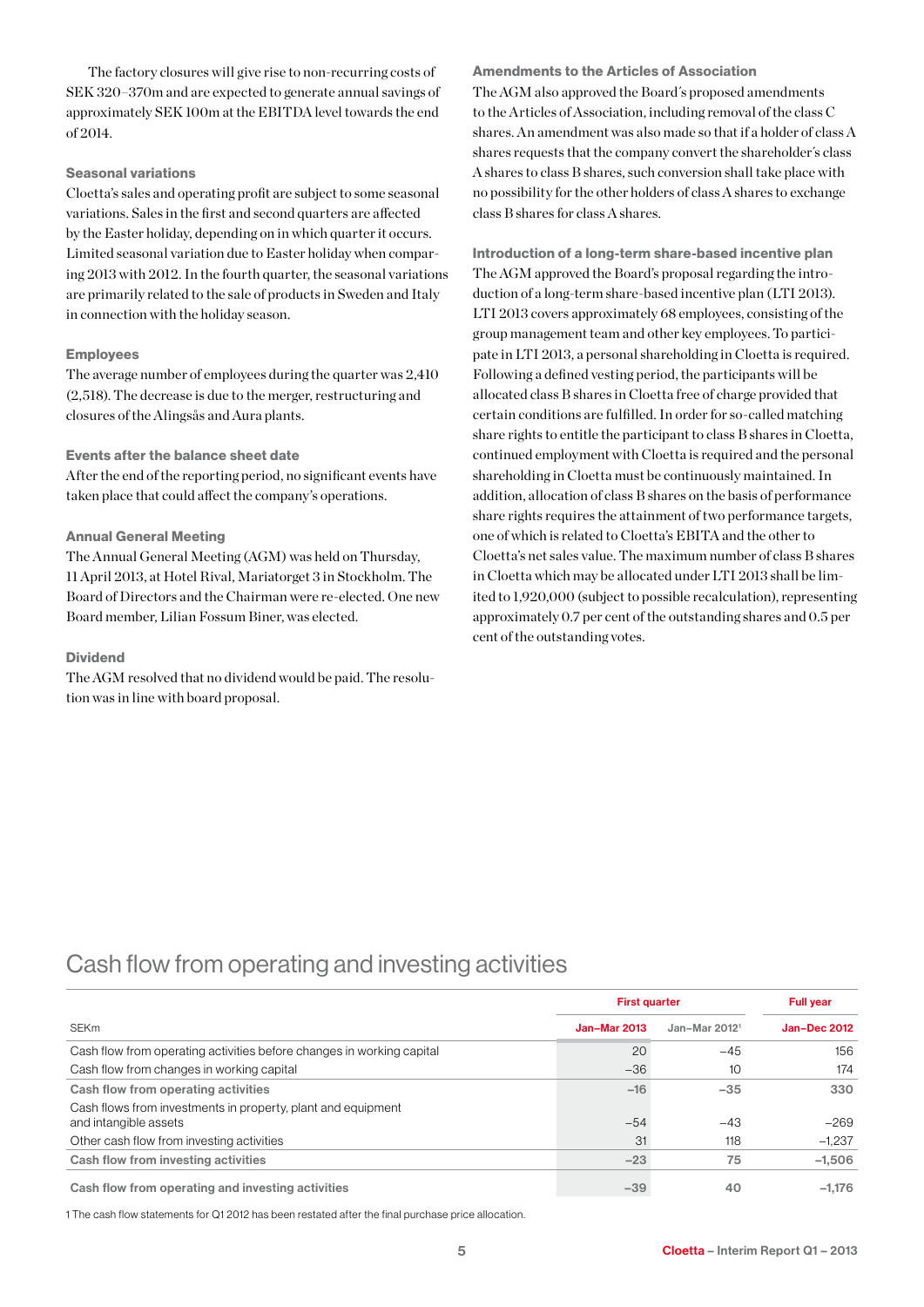The factory closures will give rise to non-recurring costs of SEK 320–370m and are expected to generate annual savings of approximately SEK 100m at the EBITDA level towards the end of 2014.

### Seasonal variations

Cloetta's sales and operating profit are subject to some seasonal variations. Sales in the first and second quarters are affected by the Easter holiday, depending on in which quarter it occurs. Limited seasonal variation due to Easter holiday when comparing 2013 with 2012. In the fourth quarter, the seasonal variations are primarily related to the sale of products in Sweden and Italy in connection with the holiday season.

### Employees

The average number of employees during the quarter was 2,410 (2,518). The decrease is due to the merger, restructuring and closures of the Alingsås and Aura plants.

### Events after the balance sheet date

After the end of the reporting period, no significant events have taken place that could affect the company's operations.

### Annual General Meeting

The Annual General Meeting (AGM) was held on Thursday, 11 April 2013, at Hotel Rival, Mariatorget 3 in Stockholm. The Board of Directors and the Chairman were re-elected. One new Board member, Lilian Fossum Biner, was elected.

### Dividend

The AGM resolved that no dividend would be paid. The resolution was in line with board proposal.

### Amendments to the Articles of Association

The AGM also approved the Board's proposed amendments to the Articles of Association, including removal of the class C shares. An amendment was also made so that if a holder of class A shares requests that the company convert the shareholder's class A shares to class B shares, such conversion shall take place with no possibility for the other holders of class A shares to exchange class B shares for class A shares.

### Introduction of a long-term share-based incentive plan

The AGM approved the Board's proposal regarding the introduction of a long-term share-based incentive plan (LTI 2013). LTI 2013 covers approximately 68 employees, consisting of the group management team and other key employees. To participate in LTI 2013, a personal shareholding in Cloetta is required. Following a defined vesting period, the participants will be allocated class B shares in Cloetta free of charge provided that certain conditions are fulfilled. In order for so-called matching share rights to entitle the participant to class B shares in Cloetta, continued employment with Cloetta is required and the personal shareholding in Cloetta must be continuously maintained. In addition, allocation of class B shares on the basis of performance share rights requires the attainment of two performance targets, one of which is related to Cloetta's EBITA and the other to Cloetta's net sales value. The maximum number of class B shares in Cloetta which may be allocated under LTI 2013 shall be limited to 1,920,000 (subject to possible recalculation), representing approximately 0.7 per cent of the outstanding shares and 0.5 per cent of the outstanding votes.

## Cash flow from operating and investing activities

| | First quarter | | Full year |
|---|---|---|---|
| SEKm | Jan–Mar 2013 | Jan–Mar 2012[1] | Jan–Dec 2012 |
| Cash flow from operating activities before changes in working capital | 20 | –45 | 156 |
| Cash flow from changes in working capital | –36 | 10 | 174 |
| **Cash flow from operating activities** | **–16** | **–35** | **330** |
| Cash flows from investments in property, plant and equipment and intangible assets | –54 | –43 | –269 |
| Other cash flow from investing activities | 31 | 118 | –1,237 |
| **Cash flow from investing activities** | **–23** | **75** | **–1,506** |
| **Cash flow from operating and investing activities** | **–39** | **40** | **–1,176** |

1 The cash flow statements for Q1 2012 has been restated after the final purchase price allocation.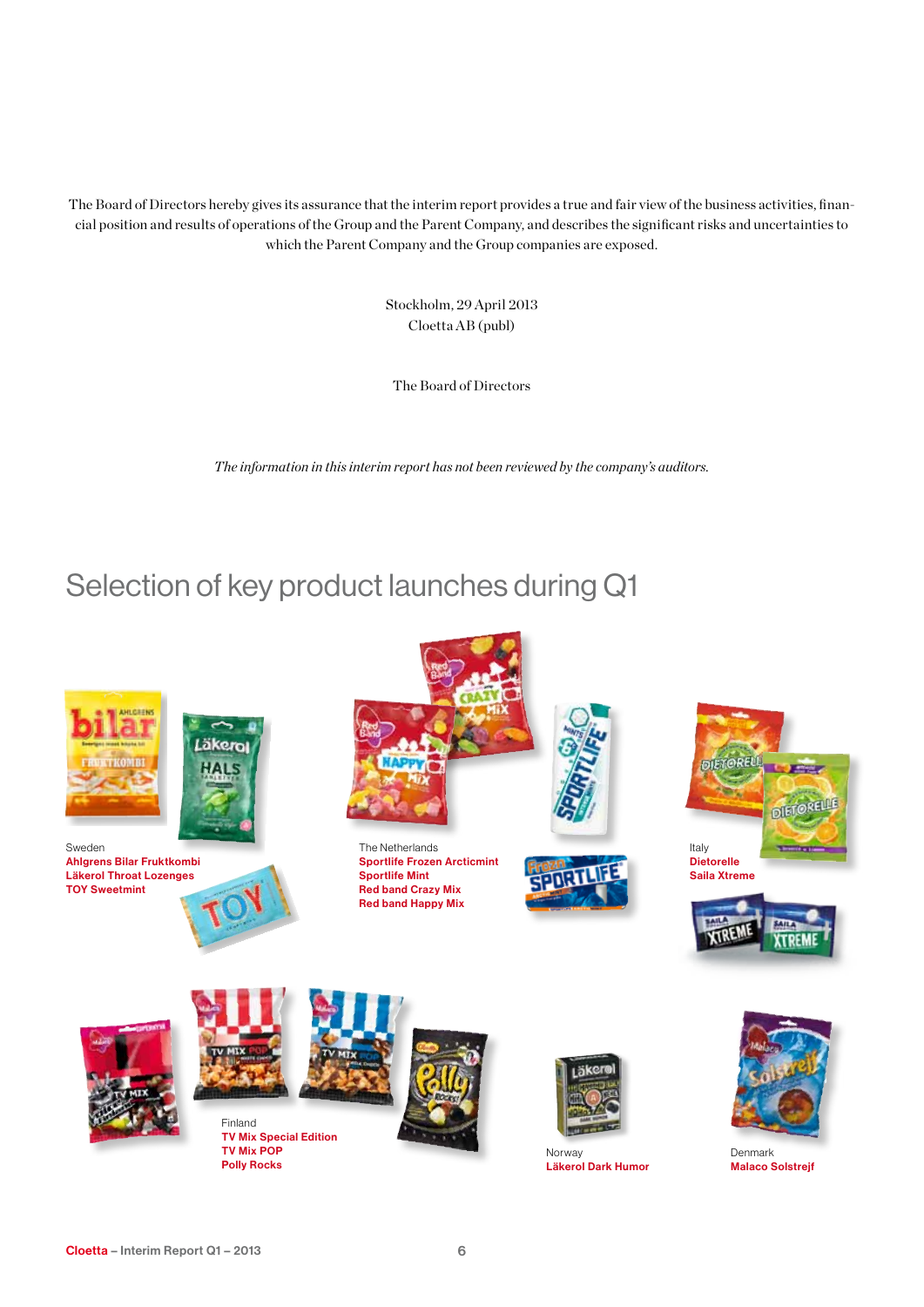The Board of Directors hereby gives its assurance that the interim report provides a true and fair view of the business activities, financial position and results of operations of the Group and the Parent Company, and describes the significant risks and uncertainties to which the Parent Company and the Group companies are exposed.

Stockholm, 29 April 2013
Cloetta AB (publ)

The Board of Directors

*The information in this interim report has not been reviewed by the company's auditors.*

# Selection of key product launches during Q1

Sweden
**Ahlgrens Bilar Fruktkombi**
**Läkerol Throat Lozenges**
**TOY Sweetmint**

The Netherlands
**Sportlife Frozen Arcticmint**
**Sportlife Mint**
**Red band Crazy Mix**
**Red band Happy Mix**

Italy
**Dietorelle**
**Saila Xtreme**

Finland
**TV Mix Special Edition**
**TV Mix POP**
**Polly Rocks**

Norway
**Läkerol Dark Humor**

Denmark
**Malaco Solstrejf**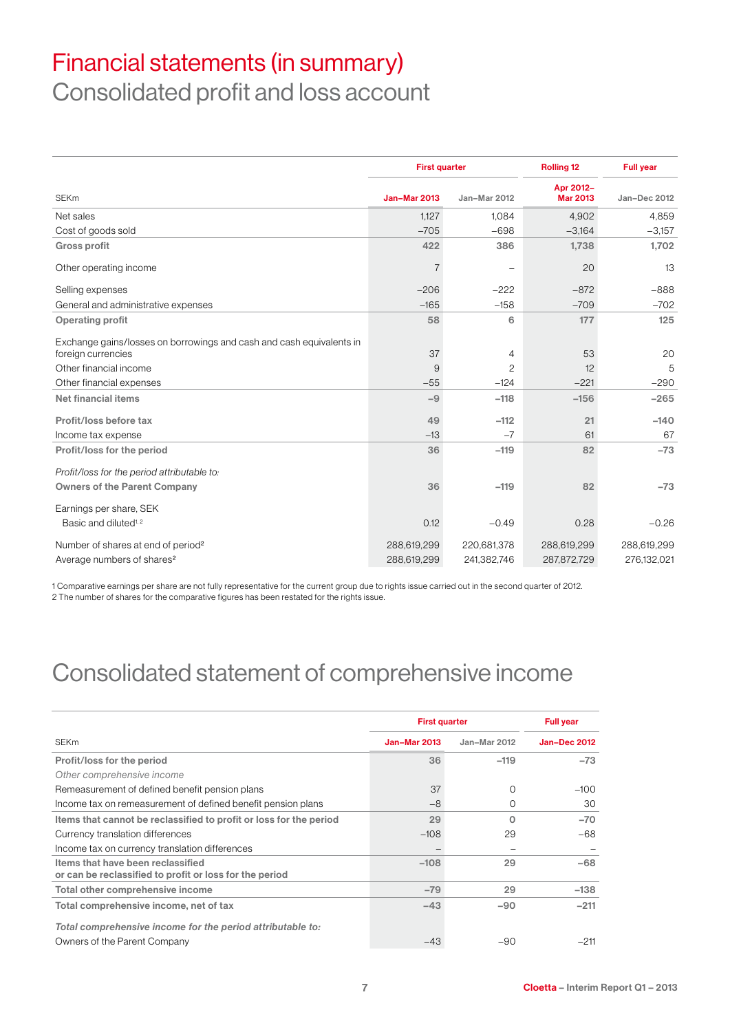# Financial statements (in summary)

## Consolidated profit and loss account

| SEKm | First quarter | | Rolling 12 | Full year |
|---|---|---|---|---|
| | Jan–Mar 2013 | Jan–Mar 2012 | Apr 2012–Mar 2013 | Jan–Dec 2012 |
| Net sales | 1,127 | 1,084 | 4,902 | 4,859 |
| Cost of goods sold | –705 | –698 | –3,164 | –3,157 |
| **Gross profit** | **422** | **386** | **1,738** | **1,702** |
| Other operating income | 7 | – | 20 | 13 |
| Selling expenses | –206 | –222 | –872 | –888 |
| General and administrative expenses | –165 | –158 | –709 | –702 |
| **Operating profit** | **58** | **6** | **177** | **125** |
| Exchange gains/losses on borrowings and cash and cash equivalents in foreign currencies | 37 | 4 | 53 | 20 |
| Other financial income | 9 | 2 | 12 | 5 |
| Other financial expenses | –55 | –124 | –221 | –290 |
| **Net financial items** | **–9** | **–118** | **–156** | **–265** |
| **Profit/loss before tax** | **49** | **–112** | **21** | **–140** |
| Income tax expense | –13 | –7 | 61 | 67 |
| **Profit/loss for the period** | **36** | **–119** | **82** | **–73** |
| *Profit/loss for the period attributable to:* | | | | |
| **Owners of the Parent Company** | **36** | **–119** | **82** | **–73** |
| Earnings per share, SEK | | | | |
| Basic and diluted[1,2] | 0.12 | –0.49 | 0.28 | –0.26 |
| Number of shares at end of period[2] | 288,619,299 | 220,681,378 | 288,619,299 | 288,619,299 |
| Average numbers of shares[2] | 288,619,299 | 241,382,746 | 287,872,729 | 276,132,021 |

1 Comparative earnings per share are not fully representative for the current group due to rights issue carried out in the second quarter of 2012.
2 The number of shares for the comparative figures has been restated for the rights issue.

## Consolidated statement of comprehensive income

| SEKm | First quarter | | Full year |
|---|---|---|---|
| | Jan–Mar 2013 | Jan–Mar 2012 | Jan–Dec 2012 |
| **Profit/loss for the period** | **36** | **–119** | **–73** |
| *Other comprehensive income* | | | |
| Remeasurement of defined benefit pension plans | 37 | 0 | –100 |
| Income tax on remeasurement of defined benefit pension plans | –8 | 0 | 30 |
| **Items that cannot be reclassified to profit or loss for the period** | **29** | **0** | **–70** |
| Currency translation differences | –108 | 29 | –68 |
| Income tax on currency translation differences | – | – | – |
| **Items that have been reclassified or can be reclassified to profit or loss for the period** | **–108** | **29** | **–68** |
| **Total other comprehensive income** | **–79** | **29** | **–138** |
| **Total comprehensive income, net of tax** | **–43** | **–90** | **–211** |
| ***Total comprehensive income for the period attributable to:*** | | | |
| Owners of the Parent Company | –43 | –90 | –211 |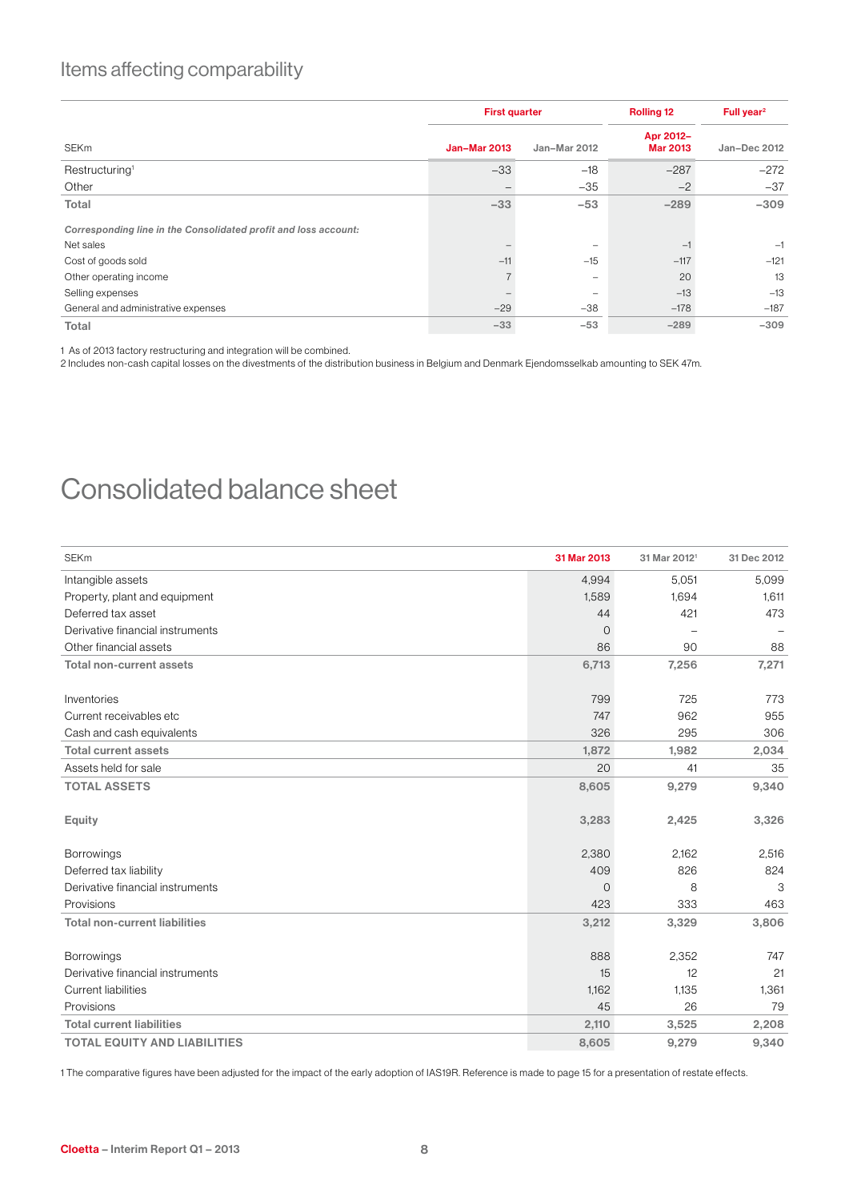## Items affecting comparability

| SEKm | First quarter | | Rolling 12 | Full year[2] |
|---|---|---|---|---|
| | Jan–Mar 2013 | Jan–Mar 2012 | Apr 2012–Mar 2013 | Jan–Dec 2012 |
| Restructuring[1] | –33 | –18 | –287 | –272 |
| Other | – | –35 | –2 | –37 |
| **Total** | **–33** | **–53** | **–289** | **–309** |
| *Corresponding line in the Consolidated profit and loss account:* | | | | |
| Net sales | – | – | –1 | –1 |
| Cost of goods sold | –11 | –15 | –117 | –121 |
| Other operating income | 7 | – | 20 | 13 |
| Selling expenses | – | – | –13 | –13 |
| General and administrative expenses | –29 | –38 | –178 | –187 |
| **Total** | **–33** | **–53** | **–289** | **–309** |

1 As of 2013 factory restructuring and integration will be combined.
2 Includes non-cash capital losses on the divestments of the distribution business in Belgium and Denmark Ejendomsselkab amounting to SEK 47m.

# Consolidated balance sheet

| SEKm | 31 Mar 2013 | 31 Mar 2012[1] | 31 Dec 2012 |
|---|---|---|---|
| Intangible assets | 4,994 | 5,051 | 5,099 |
| Property, plant and equipment | 1,589 | 1,694 | 1,611 |
| Deferred tax asset | 44 | 421 | 473 |
| Derivative financial instruments | 0 | – | – |
| Other financial assets | 86 | 90 | 88 |
| **Total non-current assets** | **6,713** | **7,256** | **7,271** |
| Inventories | 799 | 725 | 773 |
| Current receivables etc | 747 | 962 | 955 |
| Cash and cash equivalents | 326 | 295 | 306 |
| **Total current assets** | **1,872** | **1,982** | **2,034** |
| Assets held for sale | 20 | 41 | 35 |
| **TOTAL ASSETS** | **8,605** | **9,279** | **9,340** |
| **Equity** | **3,283** | **2,425** | **3,326** |
| Borrowings | 2,380 | 2,162 | 2,516 |
| Deferred tax liability | 409 | 826 | 824 |
| Derivative financial instruments | 0 | 8 | 3 |
| Provisions | 423 | 333 | 463 |
| **Total non-current liabilities** | **3,212** | **3,329** | **3,806** |
| Borrowings | 888 | 2,352 | 747 |
| Derivative financial instruments | 15 | 12 | 21 |
| Current liabilities | 1,162 | 1,135 | 1,361 |
| Provisions | 45 | 26 | 79 |
| **Total current liabilities** | **2,110** | **3,525** | **2,208** |
| **TOTAL EQUITY AND LIABILITIES** | **8,605** | **9,279** | **9,340** |

1 The comparative figures have been adjusted for the impact of the early adoption of IAS19R. Reference is made to page 15 for a presentation of restate effects.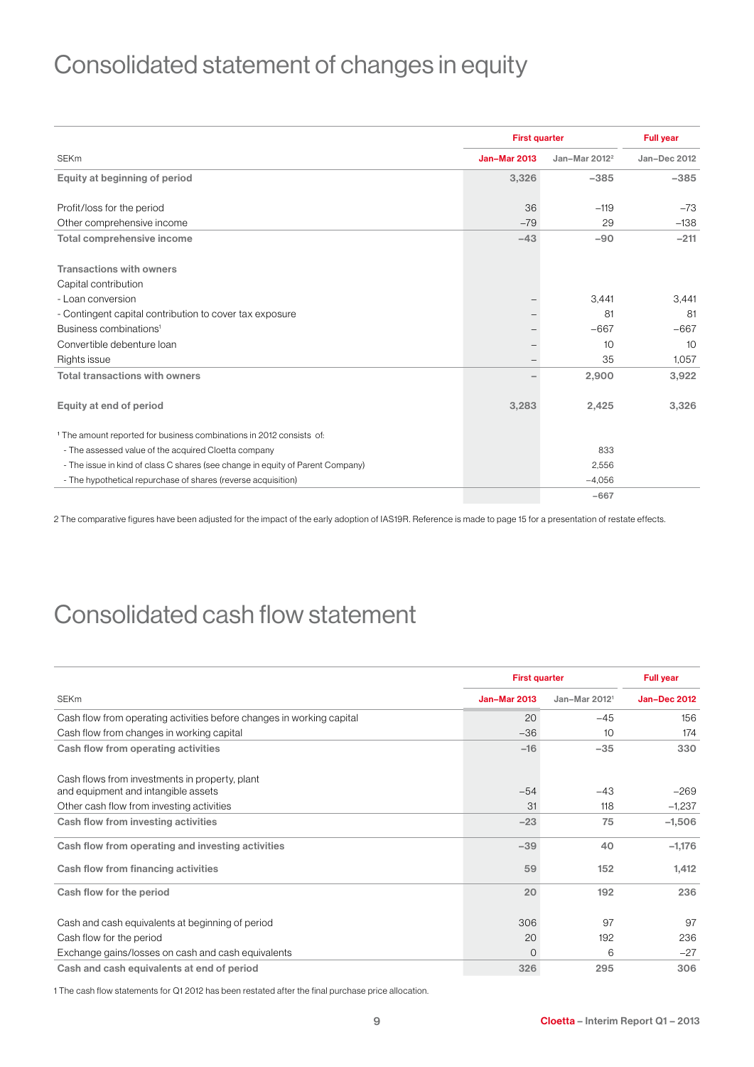# Consolidated statement of changes in equity

| SEKm | First quarter | | Full year |
|---|---|---|---|
| | Jan–Mar 2013 | Jan–Mar 2012[2] | Jan–Dec 2012 |
| **Equity at beginning of period** | **3,326** | **–385** | **–385** |
| | | | |
| Profit/loss for the period | 36 | –119 | –73 |
| Other comprehensive income | –79 | 29 | –138 |
| **Total comprehensive income** | **–43** | **–90** | **–211** |
| | | | |
| **Transactions with owners** | | | |
| Capital contribution | | | |
| - Loan conversion | – | 3,441 | 3,441 |
| - Contingent capital contribution to cover tax exposure | – | 81 | 81 |
| Business combinations[1] | – | –667 | –667 |
| Convertible debenture loan | – | 10 | 10 |
| Rights issue | – | 35 | 1,057 |
| **Total transactions with owners** | **–** | **2,900** | **3,922** |
| | | | |
| **Equity at end of period** | **3,283** | **2,425** | **3,326** |
| | | | |
| [1] The amount reported for business combinations in 2012 consists of: | | | |
| - The assessed value of the acquired Cloetta company | | 833 | |
| - The issue in kind of class C shares (see change in equity of Parent Company) | | 2,556 | |
| - The hypothetical repurchase of shares (reverse acquisition) | | –4,056 | |
| | | –667 | |

2 The comparative figures have been adjusted for the impact of the early adoption of IAS19R. Reference is made to page 15 for a presentation of restate effects.

# Consolidated cash flow statement

| SEKm | First quarter | | Full year |
|---|---|---|---|
| | Jan–Mar 2013 | Jan–Mar 2012[1] | Jan–Dec 2012 |
| Cash flow from operating activities before changes in working capital | 20 | –45 | 156 |
| Cash flow from changes in working capital | –36 | 10 | 174 |
| **Cash flow from operating activities** | **–16** | **–35** | **330** |
| | | | |
| Cash flows from investments in property, plant and equipment and intangible assets | –54 | –43 | –269 |
| Other cash flow from investing activities | 31 | 118 | –1,237 |
| **Cash flow from investing activities** | **–23** | **75** | **–1,506** |
| | | | |
| **Cash flow from operating and investing activities** | **–39** | **40** | **–1,176** |
| | | | |
| **Cash flow from financing activities** | **59** | **152** | **1,412** |
| | | | |
| **Cash flow for the period** | **20** | **192** | **236** |
| | | | |
| Cash and cash equivalents at beginning of period | 306 | 97 | 97 |
| Cash flow for the period | 20 | 192 | 236 |
| Exchange gains/losses on cash and cash equivalents | 0 | 6 | –27 |
| **Cash and cash equivalents at end of period** | **326** | **295** | **306** |

1 The cash flow statements for Q1 2012 has been restated after the final purchase price allocation.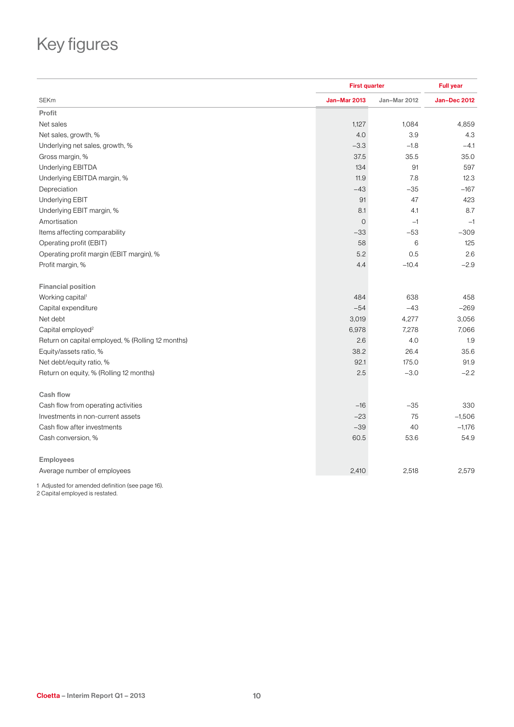# Key figures

| SEKm | First quarter | | Full year |
|---|---|---|---|
| | Jan–Mar 2013 | Jan–Mar 2012 | Jan–Dec 2012 |
| **Profit** | | | |
| Net sales | 1,127 | 1,084 | 4,859 |
| Net sales, growth, % | 4.0 | 3.9 | 4.3 |
| Underlying net sales, growth, % | –3.3 | –1.8 | –4.1 |
| Gross margin, % | 37.5 | 35.5 | 35.0 |
| Underlying EBITDA | 134 | 91 | 597 |
| Underlying EBITDA margin, % | 11.9 | 7.8 | 12.3 |
| Depreciation | –43 | –35 | –167 |
| Underlying EBIT | 91 | 47 | 423 |
| Underlying EBIT margin, % | 8.1 | 4.1 | 8.7 |
| Amortisation | 0 | –1 | –1 |
| Items affecting comparability | –33 | –53 | –309 |
| Operating profit (EBIT) | 58 | 6 | 125 |
| Operating profit margin (EBIT margin), % | 5.2 | 0.5 | 2.6 |
| Profit margin, % | 4.4 | –10.4 | –2.9 |
| **Financial position** | | | |
| Working capital[1] | 484 | 638 | 458 |
| Capital expenditure | –54 | –43 | –269 |
| Net debt | 3,019 | 4,277 | 3,056 |
| Capital employed[2] | 6,978 | 7,278 | 7,066 |
| Return on capital employed, % (Rolling 12 months) | 2.6 | 4.0 | 1.9 |
| Equity/assets ratio, % | 38.2 | 26.4 | 35.6 |
| Net debt/equity ratio, % | 92.1 | 175.0 | 91.9 |
| Return on equity, % (Rolling 12 months) | 2.5 | –3.0 | –2.2 |
| **Cash flow** | | | |
| Cash flow from operating activities | –16 | –35 | 330 |
| Investments in non-current assets | –23 | 75 | –1,506 |
| Cash flow after investments | –39 | 40 | –1,176 |
| Cash conversion, % | 60.5 | 53.6 | 54.9 |
| **Employees** | | | |
| Average number of employees | 2,410 | 2,518 | 2,579 |

1 Adjusted for amended definition (see page 16).
2 Capital employed is restated.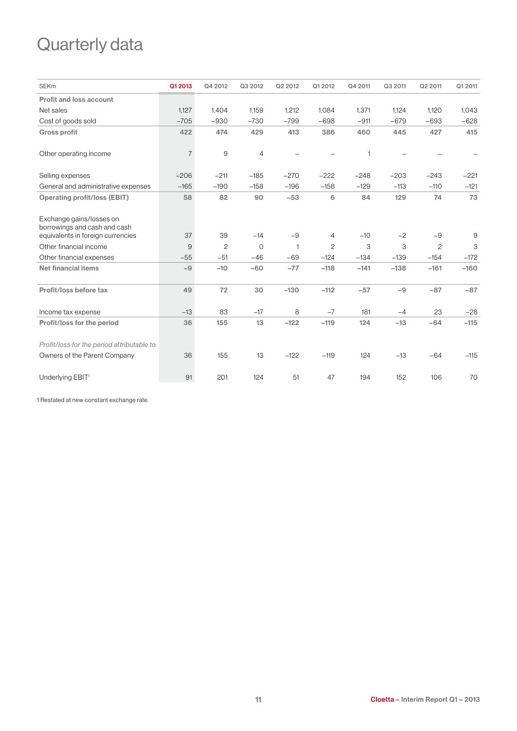# Quarterly data

| SEKm | Q1 2013 | Q4 2012 | Q3 2012 | Q2 2012 | Q1 2012 | Q4 2011 | Q3 2011 | Q2 2011 | Q1 2011 |
|---|---|---|---|---|---|---|---|---|---|
| **Profit and loss account** | | | | | | | | | |
| Net sales | 1,127 | 1,404 | 1,159 | 1,212 | 1,084 | 1,371 | 1,124 | 1,120 | 1,043 |
| Cost of goods sold | –705 | –930 | –730 | –799 | –698 | –911 | –679 | –693 | –628 |
| **Gross profit** | **422** | **474** | **429** | **413** | **386** | **460** | **445** | **427** | **415** |
| Other operating income | 7 | 9 | 4 | – | – | 1 | – | – | – |
| Selling expenses | –206 | –211 | –185 | –270 | –222 | –248 | –203 | –243 | –221 |
| General and administrative expenses | –165 | –190 | –158 | –196 | –158 | –129 | –113 | –110 | –121 |
| **Operating profit/loss (EBIT)** | **58** | **82** | **90** | **–53** | **6** | **84** | **129** | **74** | **73** |
| Exchange gains/losses on borrowings and cash and cash equivalents in foreign currencies | 37 | 39 | –14 | –9 | 4 | –10 | –2 | –9 | 9 |
| Other financial income | 9 | 2 | 0 | 1 | 2 | 3 | 3 | 2 | 3 |
| Other financial expenses | –55 | –51 | –46 | –69 | –124 | –134 | –139 | –154 | –172 |
| **Net financial items** | **–9** | **–10** | **–60** | **–77** | **–118** | **–141** | **–138** | **–161** | **–160** |
| **Profit/loss before tax** | **49** | **72** | **30** | **–130** | **–112** | **–57** | **–9** | **–87** | **–87** |
| Income tax expense | –13 | 83 | –17 | 8 | –7 | 181 | –4 | 23 | –28 |
| **Profit/loss for the period** | **36** | **155** | **13** | **–122** | **–119** | **124** | **–13** | **–64** | **–115** |
| *Profit/loss for the period attributable to:* | | | | | | | | | |
| Owners of the Parent Company | 36 | 155 | 13 | –122 | –119 | 124 | –13 | –64 | –115 |
| Underlying EBIT[1] | 91 | 201 | 124 | 51 | 47 | 194 | 152 | 106 | 70 |

1 Restated at new constant exchange rate.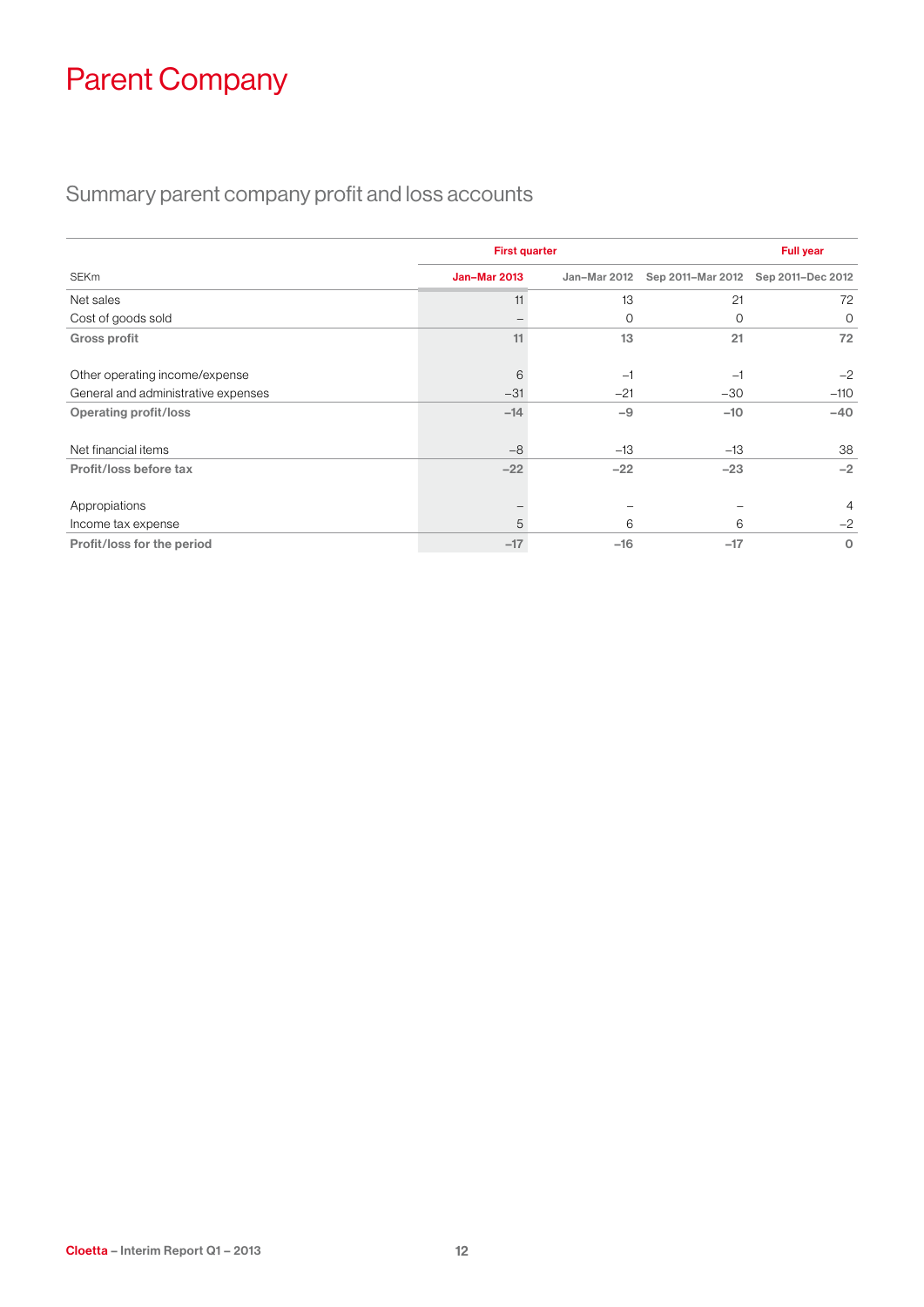# Parent Company

## Summary parent company profit and loss accounts

| SEKm | First quarter | | | Full year |
|---|---|---|---|---|
| | Jan–Mar 2013 | Jan–Mar 2012 | Sep 2011–Mar 2012 | Sep 2011–Dec 2012 |
| Net sales | 11 | 13 | 21 | 72 |
| Cost of goods sold | – | 0 | 0 | 0 |
| **Gross profit** | **11** | **13** | **21** | **72** |
| | | | | |
| Other operating income/expense | 6 | –1 | –1 | –2 |
| General and administrative expenses | –31 | –21 | –30 | –110 |
| **Operating profit/loss** | **–14** | **–9** | **–10** | **–40** |
| | | | | |
| Net financial items | –8 | –13 | –13 | 38 |
| **Profit/loss before tax** | **–22** | **–22** | **–23** | **–2** |
| | | | | |
| Appropiations | – | – | – | 4 |
| Income tax expense | 5 | 6 | 6 | –2 |
| **Profit/loss for the period** | **–17** | **–16** | **–17** | **0** |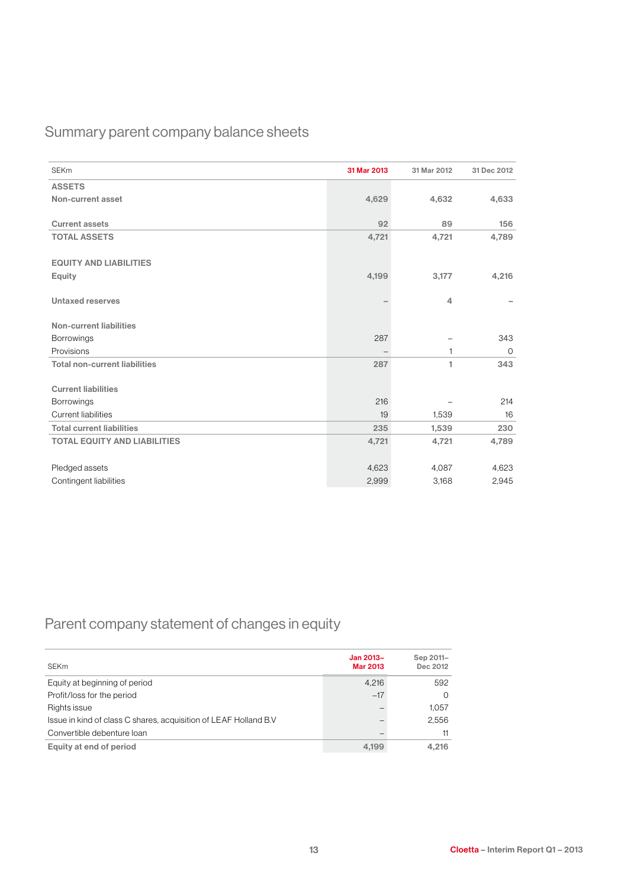## Summary parent company balance sheets

| SEKm | 31 Mar 2013 | 31 Mar 2012 | 31 Dec 2012 |
|---|---|---|---|
| **ASSETS** | | | |
| **Non-current asset** | **4,629** | **4,632** | **4,633** |
| | | | |
| **Current assets** | **92** | **89** | **156** |
| **TOTAL ASSETS** | **4,721** | **4,721** | **4,789** |
| | | | |
| **EQUITY AND LIABILITIES** | | | |
| **Equity** | **4,199** | **3,177** | **4,216** |
| | | | |
| **Untaxed reserves** | **–** | **4** | **–** |
| | | | |
| **Non-current liabilities** | | | |
| Borrowings | 287 | – | 343 |
| Provisions | – | 1 | 0 |
| **Total non-current liabilities** | **287** | **1** | **343** |
| | | | |
| **Current liabilities** | | | |
| Borrowings | 216 | – | 214 |
| Current liabilities | 19 | 1,539 | 16 |
| **Total current liabilities** | **235** | **1,539** | **230** |
| **TOTAL EQUITY AND LIABILITIES** | **4,721** | **4,721** | **4,789** |
| | | | |
| Pledged assets | 4,623 | 4,087 | 4,623 |
| Contingent liabilities | 2,999 | 3,168 | 2,945 |

## Parent company statement of changes in equity

| SEKm | Jan 2013–Mar 2013 | Sep 2011–Dec 2012 |
|---|---|---|
| Equity at beginning of period | 4,216 | 592 |
| Profit/loss for the period | –17 | 0 |
| Rights issue | – | 1,057 |
| Issue in kind of class C shares, acquisition of LEAF Holland B.V | – | 2,556 |
| Convertible debenture loan | – | 11 |
| **Equity at end of period** | **4,199** | **4,216** |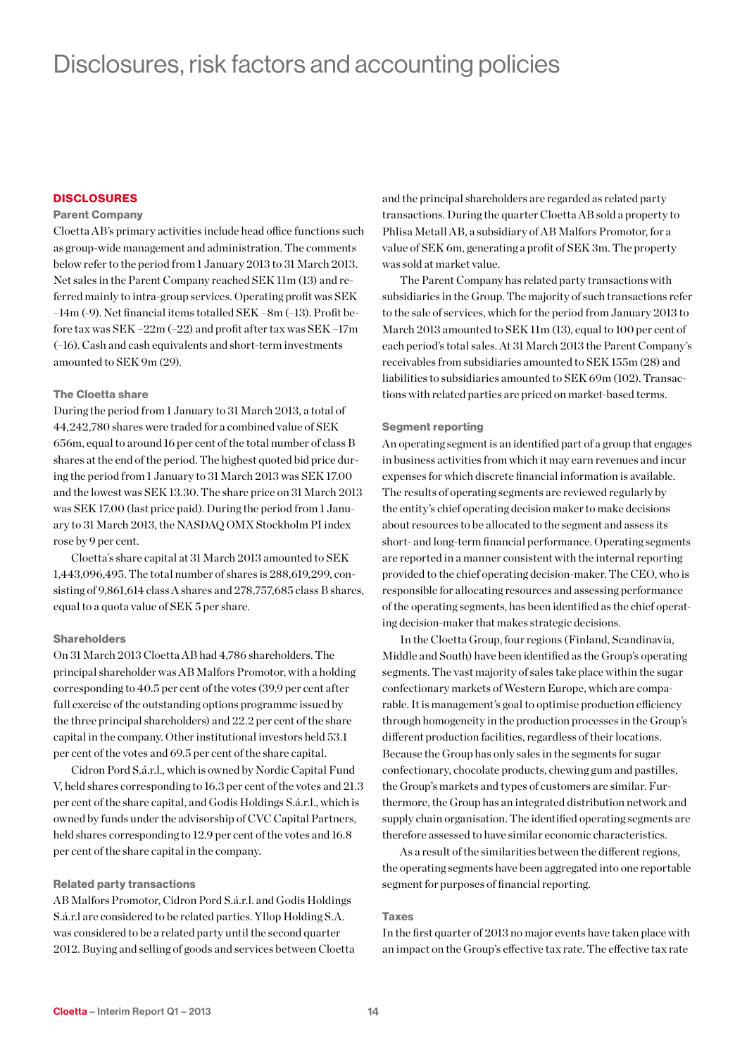# Disclosures, risk factors and accounting policies

## DISCLOSURES

### Parent Company

Cloetta AB's primary activities include head office functions such as group-wide management and administration. The comments below refer to the period from 1 January 2013 to 31 March 2013. Net sales in the Parent Company reached SEK 11m (13) and referred mainly to intra-group services. Operating profit was SEK –14m (-9). Net financial items totalled SEK –8m (–13). Profit before tax was SEK –22m (–22) and profit after tax was SEK –17m (–16). Cash and cash equivalents and short-term investments amounted to SEK 9m (29).

### The Cloetta share

During the period from 1 January to 31 March 2013, a total of 44,242,780 shares were traded for a combined value of SEK 656m, equal to around 16 per cent of the total number of class B shares at the end of the period. The highest quoted bid price during the period from 1 January to 31 March 2013 was SEK 17.00 and the lowest was SEK 13.30. The share price on 31 March 2013 was SEK 17.00 (last price paid). During the period from 1 January to 31 March 2013, the NASDAQ OMX Stockholm PI index rose by 9 per cent.

Cloetta's share capital at 31 March 2013 amounted to SEK 1,443,096,495. The total number of shares is 288,619,299, consisting of 9,861,614 class A shares and 278,757,685 class B shares, equal to a quota value of SEK 5 per share.

### Shareholders

On 31 March 2013 Cloetta AB had 4,786 shareholders. The principal shareholder was AB Malfors Promotor, with a holding corresponding to 40.5 per cent of the votes (39.9 per cent after full exercise of the outstanding options programme issued by the three principal shareholders) and 22.2 per cent of the share capital in the company. Other institutional investors held 53.1 per cent of the votes and 69.5 per cent of the share capital.

Cidron Pord S.á.r.l., which is owned by Nordic Capital Fund V, held shares corresponding to 16.3 per cent of the votes and 21.3 per cent of the share capital, and Godis Holdings S.á.r.l., which is owned by funds under the advisorship of CVC Capital Partners, held shares corresponding to 12.9 per cent of the votes and 16.8 per cent of the share capital in the company.

### Related party transactions

AB Malfors Promotor, Cidron Pord S.á.r.l. and Godis Holdings S.á.r.l are considered to be related parties. Yllop Holding S.A. was considered to be a related party until the second quarter 2012. Buying and selling of goods and services between Cloetta and the principal shareholders are regarded as related party transactions. During the quarter Cloetta AB sold a property to Phlisa Metall AB, a subsidiary of AB Malfors Promotor, for a value of SEK 6m, generating a profit of SEK 3m. The property was sold at market value.

The Parent Company has related party transactions with subsidiaries in the Group. The majority of such transactions refer to the sale of services, which for the period from January 2013 to March 2013 amounted to SEK 11m (13), equal to 100 per cent of each period's total sales. At 31 March 2013 the Parent Company's receivables from subsidiaries amounted to SEK 155m (28) and liabilities to subsidiaries amounted to SEK 69m (102). Transactions with related parties are priced on market-based terms.

### Segment reporting

An operating segment is an identified part of a group that engages in business activities from which it may earn revenues and incur expenses for which discrete financial information is available. The results of operating segments are reviewed regularly by the entity's chief operating decision maker to make decisions about resources to be allocated to the segment and assess its short- and long-term financial performance. Operating segments are reported in a manner consistent with the internal reporting provided to the chief operating decision-maker. The CEO, who is responsible for allocating resources and assessing performance of the operating segments, has been identified as the chief operating decision-maker that makes strategic decisions.

In the Cloetta Group, four regions (Finland, Scandinavia, Middle and South) have been identified as the Group's operating segments. The vast majority of sales take place within the sugar confectionary markets of Western Europe, which are comparable. It is management's goal to optimise production efficiency through homogeneity in the production processes in the Group's different production facilities, regardless of their locations. Because the Group has only sales in the segments for sugar confectionary, chocolate products, chewing gum and pastilles, the Group's markets and types of customers are similar. Furthermore, the Group has an integrated distribution network and supply chain organisation. The identified operating segments are therefore assessed to have similar economic characteristics.

As a result of the similarities between the different regions, the operating segments have been aggregated into one reportable segment for purposes of financial reporting.

### Taxes

In the first quarter of 2013 no major events have taken place with an impact on the Group's effective tax rate. The effective tax rate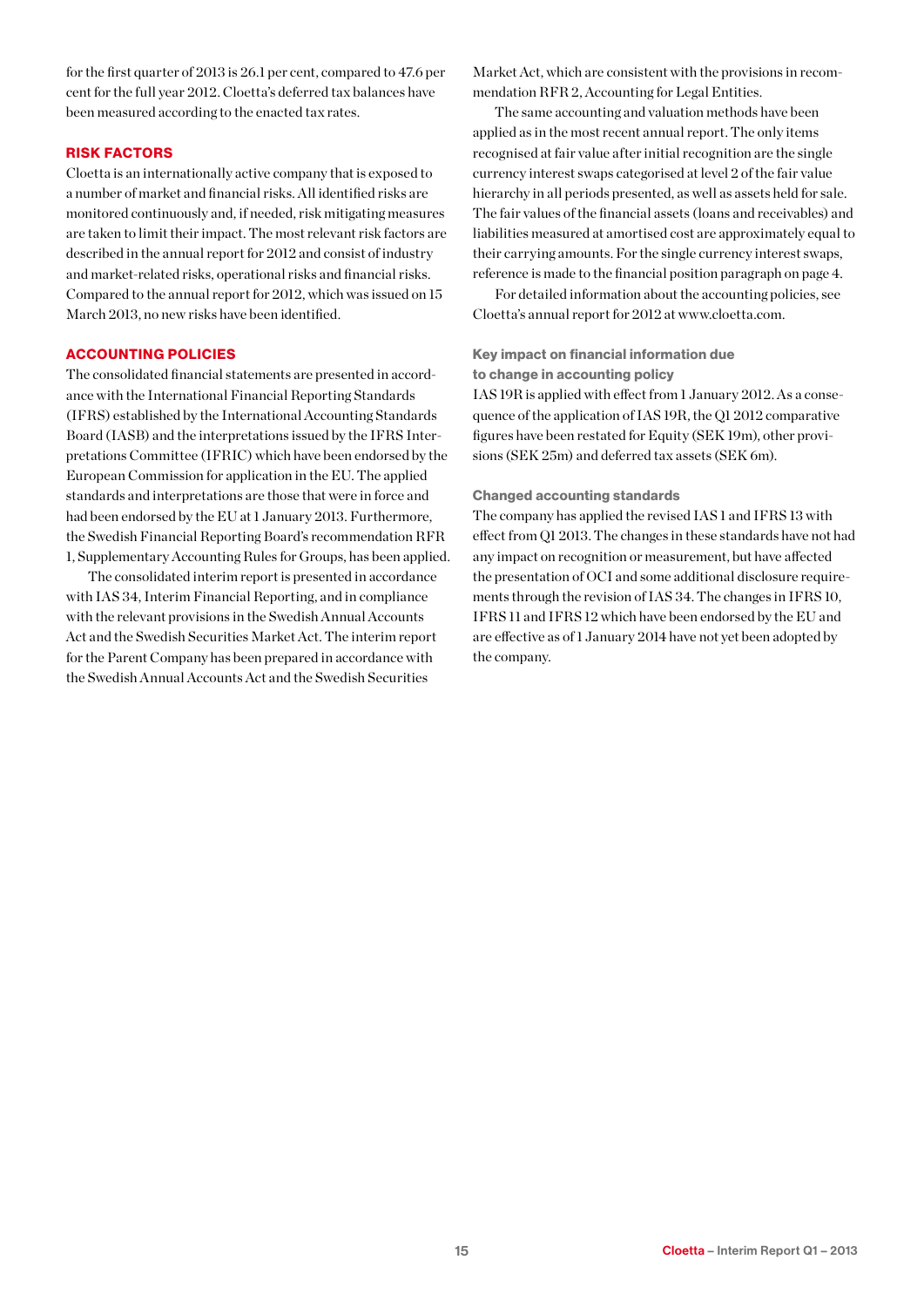for the first quarter of 2013 is 26.1 per cent, compared to 47.6 per cent for the full year 2012. Cloetta's deferred tax balances have been measured according to the enacted tax rates.

## RISK FACTORS

Cloetta is an internationally active company that is exposed to a number of market and financial risks. All identified risks are monitored continuously and, if needed, risk mitigating measures are taken to limit their impact. The most relevant risk factors are described in the annual report for 2012 and consist of industry and market-related risks, operational risks and financial risks. Compared to the annual report for 2012, which was issued on 15 March 2013, no new risks have been identified.

## ACCOUNTING POLICIES

The consolidated financial statements are presented in accordance with the International Financial Reporting Standards (IFRS) established by the International Accounting Standards Board (IASB) and the interpretations issued by the IFRS Interpretations Committee (IFRIC) which have been endorsed by the European Commission for application in the EU. The applied standards and interpretations are those that were in force and had been endorsed by the EU at 1 January 2013. Furthermore, the Swedish Financial Reporting Board's recommendation RFR 1, Supplementary Accounting Rules for Groups, has been applied.

The consolidated interim report is presented in accordance with IAS 34, Interim Financial Reporting, and in compliance with the relevant provisions in the Swedish Annual Accounts Act and the Swedish Securities Market Act. The interim report for the Parent Company has been prepared in accordance with the Swedish Annual Accounts Act and the Swedish Securities Market Act, which are consistent with the provisions in recommendation RFR 2, Accounting for Legal Entities.

The same accounting and valuation methods have been applied as in the most recent annual report. The only items recognised at fair value after initial recognition are the single currency interest swaps categorised at level 2 of the fair value hierarchy in all periods presented, as well as assets held for sale. The fair values of the financial assets (loans and receivables) and liabilities measured at amortised cost are approximately equal to their carrying amounts. For the single currency interest swaps, reference is made to the financial position paragraph on page 4.

For detailed information about the accounting policies, see Cloetta's annual report for 2012 at www.cloetta.com.

### Key impact on financial information due to change in accounting policy

IAS 19R is applied with effect from 1 January 2012. As a consequence of the application of IAS 19R, the Q1 2012 comparative figures have been restated for Equity (SEK 19m), other provisions (SEK 25m) and deferred tax assets (SEK 6m).

### Changed accounting standards

The company has applied the revised IAS 1 and IFRS 13 with effect from Q1 2013. The changes in these standards have not had any impact on recognition or measurement, but have affected the presentation of OCI and some additional disclosure requirements through the revision of IAS 34. The changes in IFRS 10, IFRS 11 and IFRS 12 which have been endorsed by the EU and are effective as of 1 January 2014 have not yet been adopted by the company.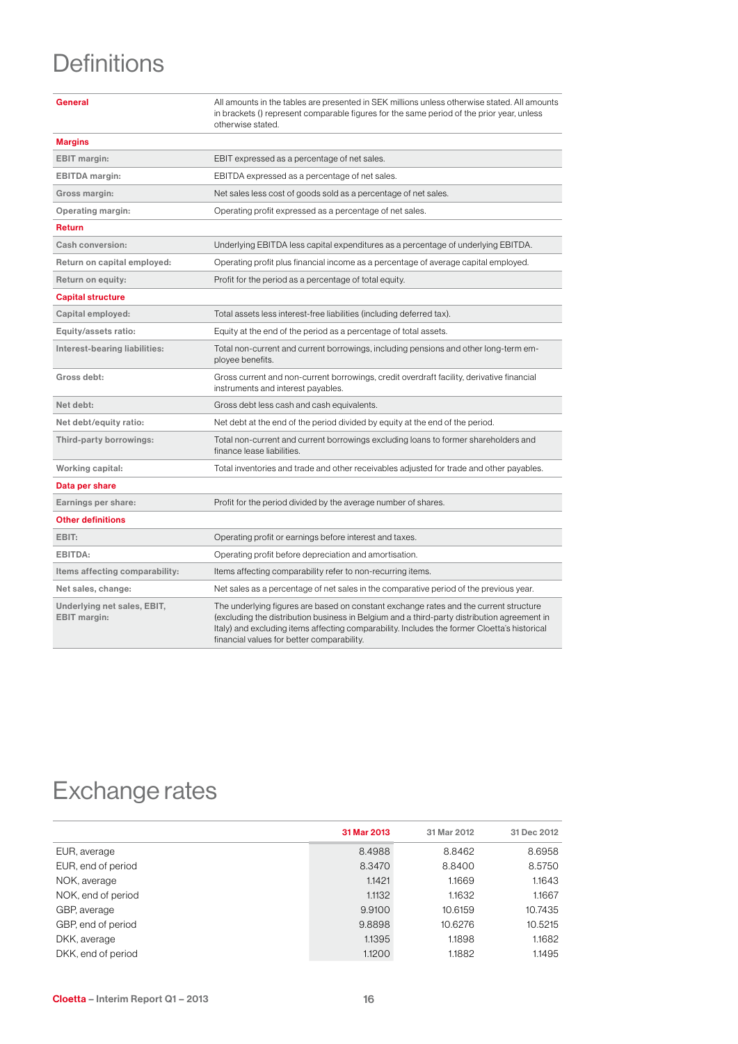# Definitions

| | |
|---|---|
| **General** | All amounts in the tables are presented in SEK millions unless otherwise stated. All amounts in brackets () represent comparable figures for the same period of the prior year, unless otherwise stated. |
| **Margins** | |
| **EBIT margin:** | EBIT expressed as a percentage of net sales. |
| **EBITDA margin:** | EBITDA expressed as a percentage of net sales. |
| **Gross margin:** | Net sales less cost of goods sold as a percentage of net sales. |
| **Operating margin:** | Operating profit expressed as a percentage of net sales. |
| **Return** | |
| **Cash conversion:** | Underlying EBITDA less capital expenditures as a percentage of underlying EBITDA. |
| **Return on capital employed:** | Operating profit plus financial income as a percentage of average capital employed. |
| **Return on equity:** | Profit for the period as a percentage of total equity. |
| **Capital structure** | |
| **Capital employed:** | Total assets less interest-free liabilities (including deferred tax). |
| **Equity/assets ratio:** | Equity at the end of the period as a percentage of total assets. |
| **Interest-bearing liabilities:** | Total non-current and current borrowings, including pensions and other long-term employee benefits. |
| **Gross debt:** | Gross current and non-current borrowings, credit overdraft facility, derivative financial instruments and interest payables. |
| **Net debt:** | Gross debt less cash and cash equivalents. |
| **Net debt/equity ratio:** | Net debt at the end of the period divided by equity at the end of the period. |
| **Third-party borrowings:** | Total non-current and current borrowings excluding loans to former shareholders and finance lease liabilities. |
| **Working capital:** | Total inventories and trade and other receivables adjusted for trade and other payables. |
| **Data per share** | |
| **Earnings per share:** | Profit for the period divided by the average number of shares. |
| **Other definitions** | |
| **EBIT:** | Operating profit or earnings before interest and taxes. |
| **EBITDA:** | Operating profit before depreciation and amortisation. |
| **Items affecting comparability:** | Items affecting comparability refer to non-recurring items. |
| **Net sales, change:** | Net sales as a percentage of net sales in the comparative period of the previous year. |
| **Underlying net sales, EBIT, EBIT margin:** | The underlying figures are based on constant exchange rates and the current structure (excluding the distribution business in Belgium and a third-party distribution agreement in Italy) and excluding items affecting comparability. Includes the former Cloetta's historical financial values for better comparability. |

# Exchange rates

| | 31 Mar 2013 | 31 Mar 2012 | 31 Dec 2012 |
|---|---|---|---|
| EUR, average | 8.4988 | 8.8462 | 8.6958 |
| EUR, end of period | 8.3470 | 8.8400 | 8.5750 |
| NOK, average | 1.1421 | 1.1669 | 1.1643 |
| NOK, end of period | 1.1132 | 1.1632 | 1.1667 |
| GBP, average | 9.9100 | 10.6159 | 10.7435 |
| GBP, end of period | 9.8898 | 10.6276 | 10.5215 |
| DKK, average | 1.1395 | 1.1898 | 1.1682 |
| DKK, end of period | 1.1200 | 1.1882 | 1.1495 |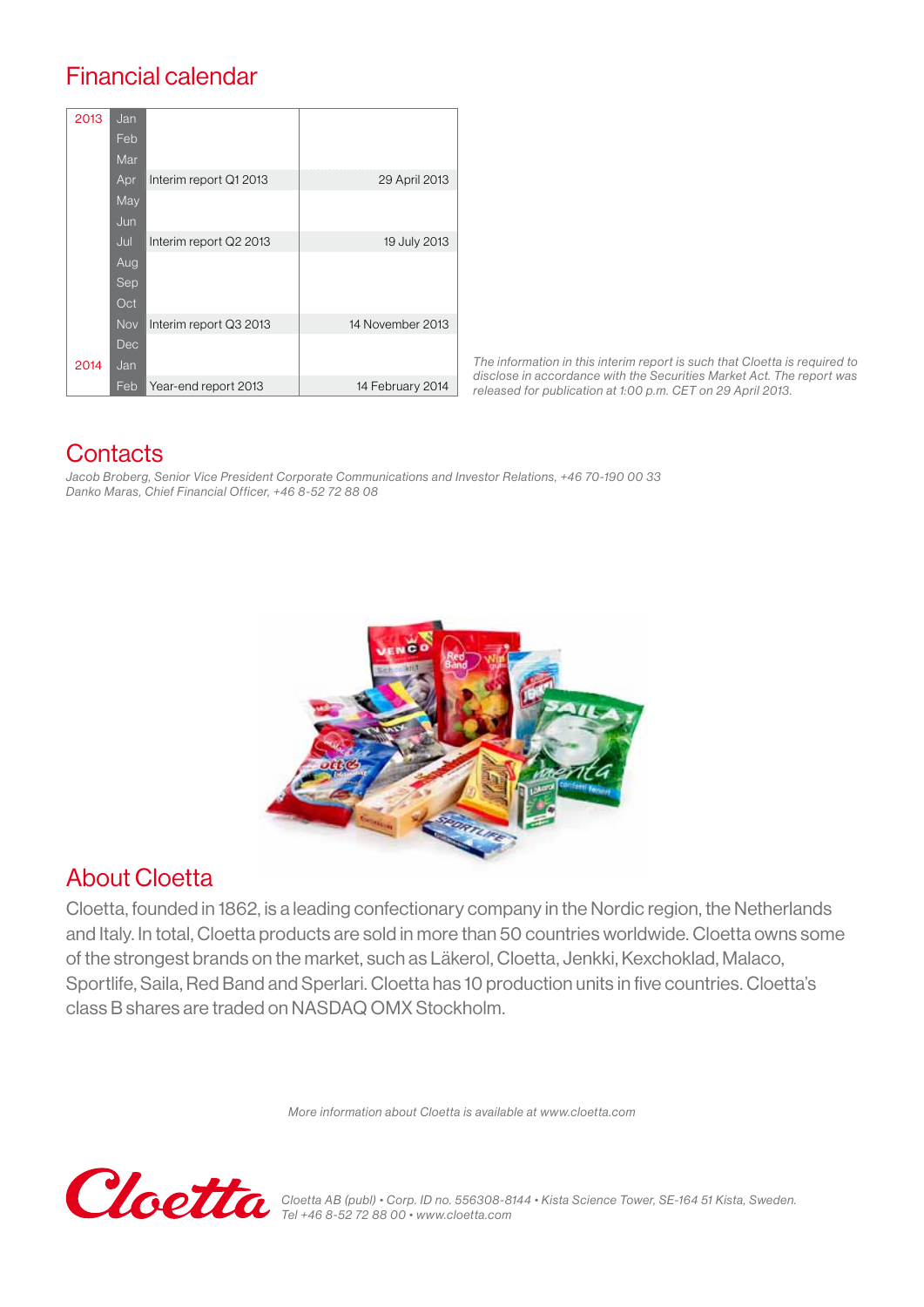## Financial calendar

| | | | |
|---|---|---|---|
| 2013 | Jan | | |
| | Feb | | |
| | Mar | | |
| | Apr | Interim report Q1 2013 | 29 April 2013 |
| | May | | |
| | Jun | | |
| | Jul | Interim report Q2 2013 | 19 July 2013 |
| | Aug | | |
| | Sep | | |
| | Oct | | |
| | Nov | Interim report Q3 2013 | 14 November 2013 |
| | Dec | | |
| 2014 | Jan | | |
| | Feb | Year-end report 2013 | 14 February 2014 |

*The information in this interim report is such that Cloetta is required to disclose in accordance with the Securities Market Act. The report was released for publication at 1:00 p.m. CET on 29 April 2013.*

## Contacts

*Jacob Broberg, Senior Vice President Corporate Communications and Investor Relations, +46 70-190 00 33*
*Danko Maras, Chief Financial Officer, +46 8-52 72 88 08*

## About Cloetta

Cloetta, founded in 1862, is a leading confectionary company in the Nordic region, the Netherlands and Italy. In total, Cloetta products are sold in more than 50 countries worldwide. Cloetta owns some of the strongest brands on the market, such as Läkerol, Cloetta, Jenkki, Kexchoklad, Malaco, Sportlife, Saila, Red Band and Sperlari. Cloetta has 10 production units in five countries. Cloetta's class B shares are traded on NASDAQ OMX Stockholm.

*More information about Cloetta is available at www.cloetta.com*

*Cloetta AB (publ) • Corp. ID no. 556308-8144 • Kista Science Tower, SE-164 51 Kista, Sweden. Tel +46 8-52 72 88 00 • www.cloetta.com*